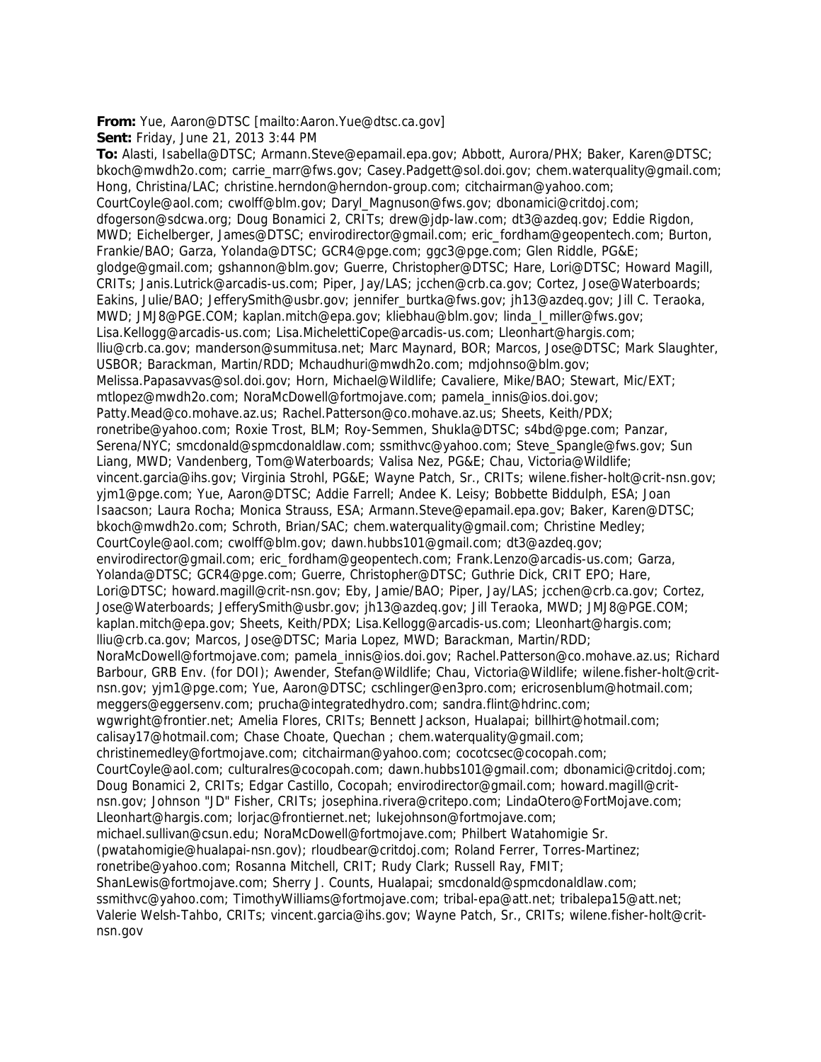**From:** Yue, Aaron@DTSC [mailto:Aaron.Yue@dtsc.ca.gov]
**Sent:** Friday, June 21, 2013 3:44 PM
**To:** Alasti, Isabella@DTSC; Armann.Steve@epamail.epa.gov; Abbott, Aurora/PHX; Baker, Karen@DTSC; bkoch@mwdh2o.com; carrie_marr@fws.gov; Casey.Padgett@sol.doi.gov; chem.waterquality@gmail.com; Hong, Christina/LAC; christine.herndon@herndon-group.com; citchairman@yahoo.com; CourtCoyle@aol.com; cwolff@blm.gov; Daryl_Magnuson@fws.gov; dbonamici@critdoj.com; dfogerson@sdcwa.org; Doug Bonamici 2, CRITs; drew@jdp-law.com; dt3@azdeq.gov; Eddie Rigdon, MWD; Eichelberger, James@DTSC; envirodirector@gmail.com; eric_fordham@geopentech.com; Burton, Frankie/BAO; Garza, Yolanda@DTSC; GCR4@pge.com; ggc3@pge.com; Glen Riddle, PG&E; glodge@gmail.com; gshannon@blm.gov; Guerre, Christopher@DTSC; Hare, Lori@DTSC; Howard Magill, CRITs; Janis.Lutrick@arcadis-us.com; Piper, Jay/LAS; jcchen@crb.ca.gov; Cortez, Jose@Waterboards; Eakins, Julie/BAO; JefferySmith@usbr.gov; jennifer_burtka@fws.gov; jh13@azdeq.gov; Jill C. Teraoka, MWD; JMJ8@PGE.COM; kaplan.mitch@epa.gov; kliebhau@blm.gov; linda_l_miller@fws.gov; Lisa.Kellogg@arcadis-us.com; Lisa.MichelettiCope@arcadis-us.com; Lleonhart@hargis.com; lliu@crb.ca.gov; manderson@summitusa.net; Marc Maynard, BOR; Marcos, Jose@DTSC; Mark Slaughter, USBOR; Barackman, Martin/RDD; Mchaudhuri@mwdh2o.com; mdjohnso@blm.gov; Melissa.Papasavvas@sol.doi.gov; Horn, Michael@Wildlife; Cavaliere, Mike/BAO; Stewart, Mic/EXT; mtlopez@mwdh2o.com; NoraMcDowell@fortmojave.com; pamela_innis@ios.doi.gov; Patty.Mead@co.mohave.az.us; Rachel.Patterson@co.mohave.az.us; Sheets, Keith/PDX; ronetribe@yahoo.com; Roxie Trost, BLM; Roy-Semmen, Shukla@DTSC; s4bd@pge.com; Panzar, Serena/NYC; smcdonald@spmcdonaldlaw.com; ssmithvc@yahoo.com; Steve_Spangle@fws.gov; Sun Liang, MWD; Vandenberg, Tom@Waterboards; Valisa Nez, PG&E; Chau, Victoria@Wildlife; vincent.garcia@ihs.gov; Virginia Strohl, PG&E; Wayne Patch, Sr., CRITs; wilene.fisher-holt@crit-nsn.gov; yjm1@pge.com; Yue, Aaron@DTSC; Addie Farrell; Andee K. Leisy; Bobbette Biddulph, ESA; Joan Isaacson; Laura Rocha; Monica Strauss, ESA; Armann.Steve@epamail.epa.gov; Baker, Karen@DTSC; bkoch@mwdh2o.com; Schroth, Brian/SAC; chem.waterquality@gmail.com; Christine Medley; CourtCoyle@aol.com; cwolff@blm.gov; dawn.hubbs101@gmail.com; dt3@azdeq.gov; envirodirector@gmail.com; eric_fordham@geopentech.com; Frank.Lenzo@arcadis-us.com; Garza, Yolanda@DTSC; GCR4@pge.com; Guerre, Christopher@DTSC; Guthrie Dick, CRIT EPO; Hare, Lori@DTSC; howard.magill@crit-nsn.gov; Eby, Jamie/BAO; Piper, Jay/LAS; jcchen@crb.ca.gov; Cortez, Jose@Waterboards; JefferySmith@usbr.gov; jh13@azdeq.gov; Jill Teraoka, MWD; JMJ8@PGE.COM; kaplan.mitch@epa.gov; Sheets, Keith/PDX; Lisa.Kellogg@arcadis-us.com; Lleonhart@hargis.com; lliu@crb.ca.gov; Marcos, Jose@DTSC; Maria Lopez, MWD; Barackman, Martin/RDD; NoraMcDowell@fortmojave.com; pamela_innis@ios.doi.gov; Rachel.Patterson@co.mohave.az.us; Richard Barbour, GRB Env. (for DOI); Awender, Stefan@Wildlife; Chau, Victoria@Wildlife; wilene.fisher-holt@crit-nsn.gov; yjm1@pge.com; Yue, Aaron@DTSC; cschlinger@en3pro.com; ericrosenblum@hotmail.com; meggers@eggersenv.com; prucha@integratedhydro.com; sandra.flint@hdrinc.com; wgwright@frontier.net; Amelia Flores, CRITs; Bennett Jackson, Hualapai; billhirt@hotmail.com; calisay17@hotmail.com; Chase Choate, Quechan ; chem.waterquality@gmail.com; christinemedley@fortmojave.com; citchairman@yahoo.com; cocotcsec@cocopah.com; CourtCoyle@aol.com; culturalres@cocopah.com; dawn.hubbs101@gmail.com; dbonamici@critdoj.com; Doug Bonamici 2, CRITs; Edgar Castillo, Cocopah; envirodirector@gmail.com; howard.magill@crit-nsn.gov; Johnson "JD" Fisher, CRITs; josephina.rivera@critepo.com; LindaOtero@FortMojave.com; Lleonhart@hargis.com; lorjac@frontiernet.net; lukejohnson@fortmojave.com; michael.sullivan@csun.edu; NoraMcDowell@fortmojave.com; Philbert Watahomigie Sr. (pwatahomigie@hualapai-nsn.gov); rloudbear@critdoj.com; Roland Ferrer, Torres-Martinez; ronetribe@yahoo.com; Rosanna Mitchell, CRIT; Rudy Clark; Russell Ray, FMIT; ShanLewis@fortmojave.com; Sherry J. Counts, Hualapai; smcdonald@spmcdonaldlaw.com; ssmithvc@yahoo.com; TimothyWilliams@fortmojave.com; tribal-epa@att.net; tribalepa15@att.net; Valerie Welsh-Tahbo, CRITs; vincent.garcia@ihs.gov; Wayne Patch, Sr., CRITs; wilene.fisher-holt@crit-nsn.gov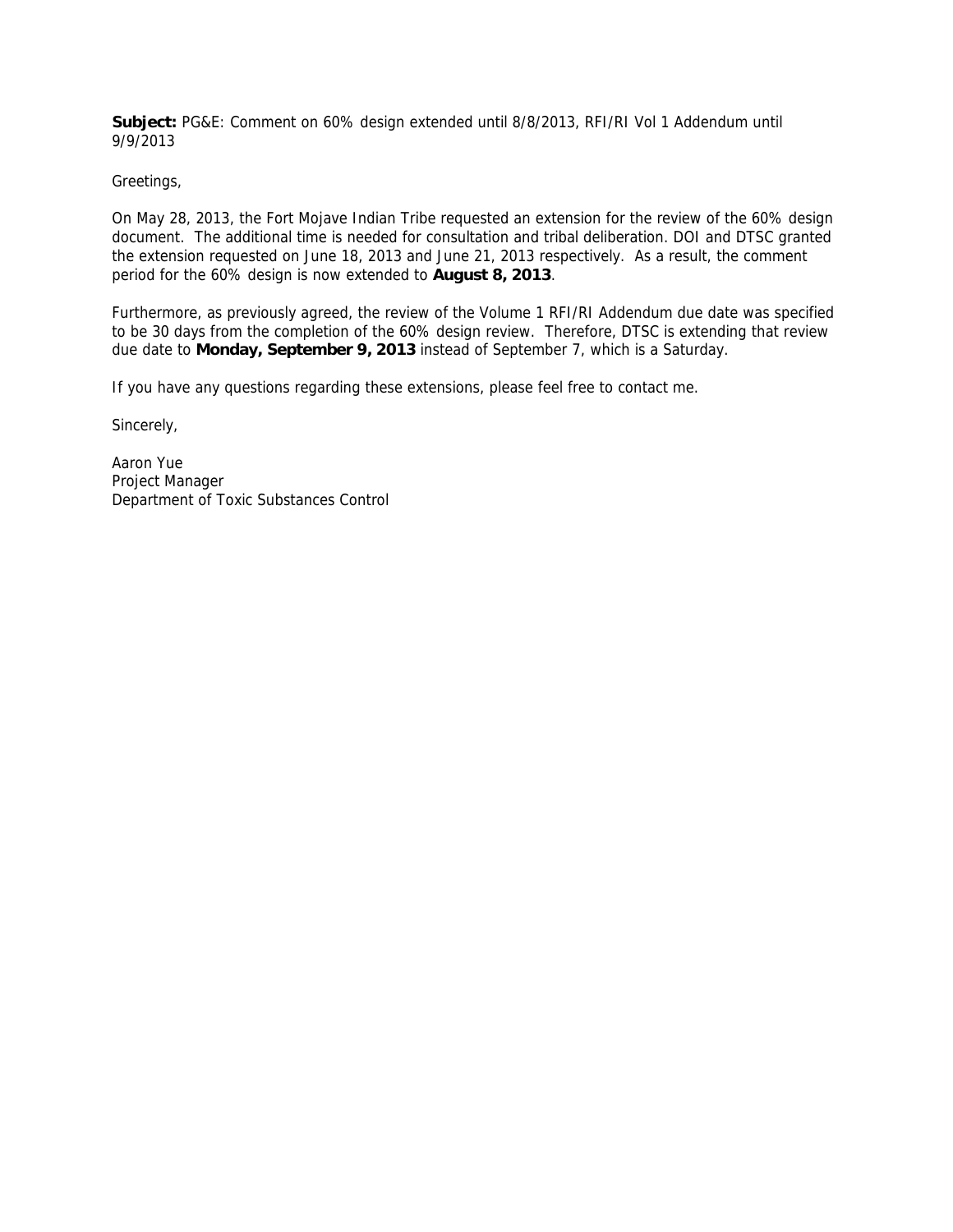**Subject:** PG&E: Comment on 60% design extended until 8/8/2013, RFI/RI Vol 1 Addendum until 9/9/2013

Greetings,

On May 28, 2013, the Fort Mojave Indian Tribe requested an extension for the review of the 60% design document. The additional time is needed for consultation and tribal deliberation. DOI and DTSC granted the extension requested on June 18, 2013 and June 21, 2013 respectively. As a result, the comment period for the 60% design is now extended to **August 8, 2013**.

Furthermore, as previously agreed, the review of the Volume 1 RFI/RI Addendum due date was specified to be 30 days from the completion of the 60% design review. Therefore, DTSC is extending that review due date to **Monday, September 9, 2013** instead of September 7, which is a Saturday.

If you have any questions regarding these extensions, please feel free to contact me.

Sincerely,

Aaron Yue
Project Manager
Department of Toxic Substances Control